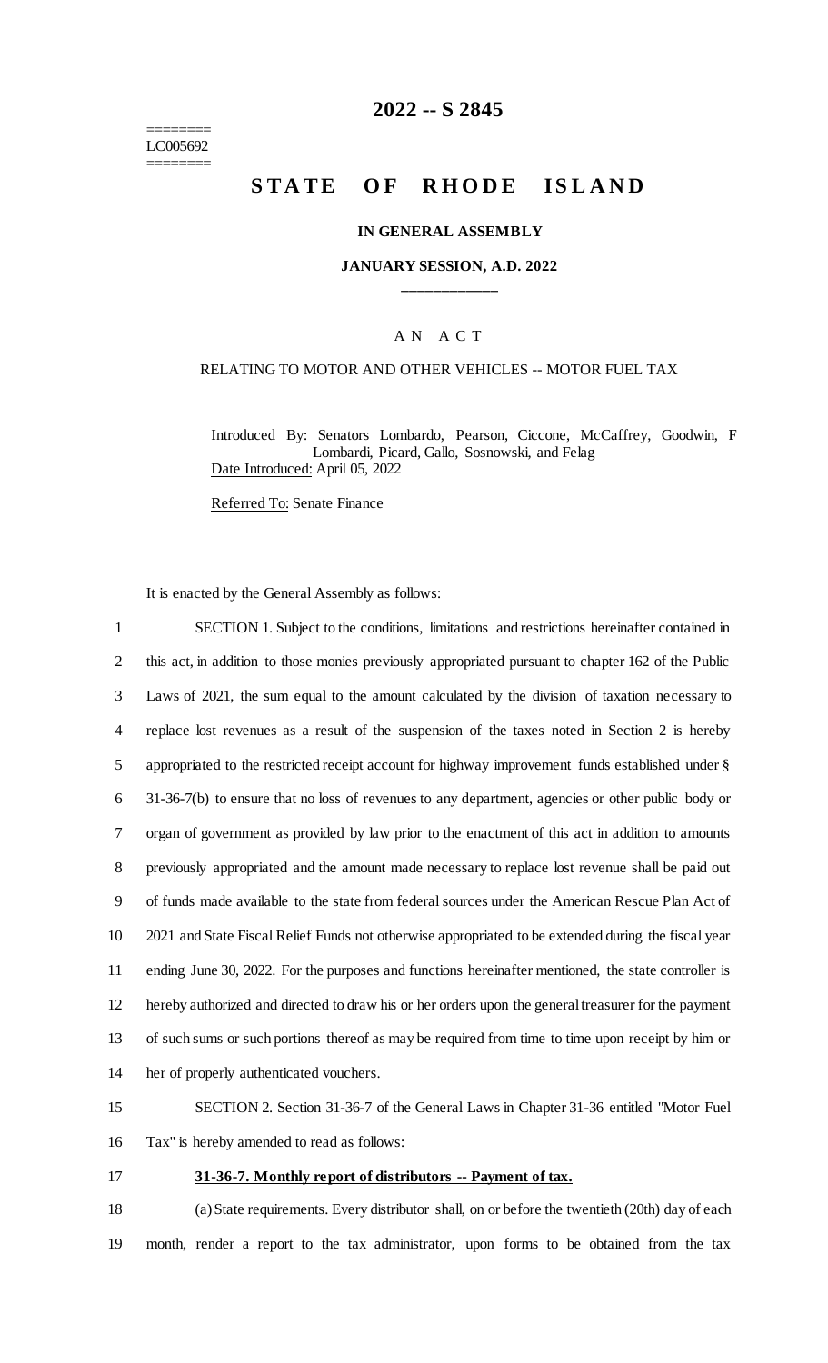========
LC005692
========

# 2022 -- S 2845

# STATE OF RHODE ISLAND

## IN GENERAL ASSEMBLY

### JANUARY SESSION, A.D. 2022

____________

A N A C T

RELATING TO MOTOR AND OTHER VEHICLES -- MOTOR FUEL TAX

Introduced By: Senators Lombardo, Pearson, Ciccone, McCaffrey, Goodwin, F Lombardi, Picard, Gallo, Sosnowski, and Felag

Date Introduced: April 05, 2022

Referred To: Senate Finance

It is enacted by the General Assembly as follows:

1 SECTION 1. Subject to the conditions, limitations and restrictions hereinafter contained in
2 this act, in addition to those monies previously appropriated pursuant to chapter 162 of the Public
3 Laws of 2021, the sum equal to the amount calculated by the division of taxation necessary to
4 replace lost revenues as a result of the suspension of the taxes noted in Section 2 is hereby
5 appropriated to the restricted receipt account for highway improvement funds established under §
6 31-36-7(b) to ensure that no loss of revenues to any department, agencies or other public body or
7 organ of government as provided by law prior to the enactment of this act in addition to amounts
8 previously appropriated and the amount made necessary to replace lost revenue shall be paid out
9 of funds made available to the state from federal sources under the American Rescue Plan Act of
10 2021 and State Fiscal Relief Funds not otherwise appropriated to be extended during the fiscal year
11 ending June 30, 2022. For the purposes and functions hereinafter mentioned, the state controller is
12 hereby authorized and directed to draw his or her orders upon the general treasurer for the payment
13 of such sums or such portions thereof as may be required from time to time upon receipt by him or
14 her of properly authenticated vouchers.

15 SECTION 2. Section 31-36-7 of the General Laws in Chapter 31-36 entitled "Motor Fuel
16 Tax" is hereby amended to read as follows:

17 **31-36-7. Monthly report of distributors -- Payment of tax.**

18 (a) State requirements. Every distributor shall, on or before the twentieth (20th) day of each
19 month, render a report to the tax administrator, upon forms to be obtained from the tax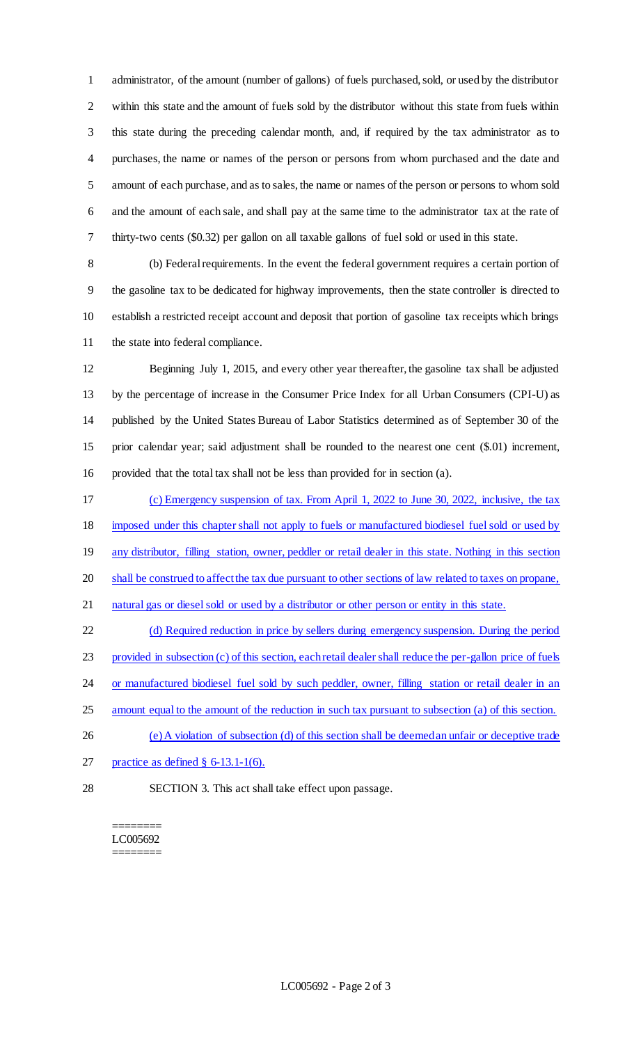administrator, of the amount (number of gallons) of fuels purchased, sold, or used by the distributor within this state and the amount of fuels sold by the distributor without this state from fuels within this state during the preceding calendar month, and, if required by the tax administrator as to purchases, the name or names of the person or persons from whom purchased and the date and amount of each purchase, and as to sales, the name or names of the person or persons to whom sold and the amount of each sale, and shall pay at the same time to the administrator tax at the rate of thirty-two cents ($0.32) per gallon on all taxable gallons of fuel sold or used in this state.

(b) Federal requirements. In the event the federal government requires a certain portion of the gasoline tax to be dedicated for highway improvements, then the state controller is directed to establish a restricted receipt account and deposit that portion of gasoline tax receipts which brings the state into federal compliance.

Beginning July 1, 2015, and every other year thereafter, the gasoline tax shall be adjusted by the percentage of increase in the Consumer Price Index for all Urban Consumers (CPI-U) as published by the United States Bureau of Labor Statistics determined as of September 30 of the prior calendar year; said adjustment shall be rounded to the nearest one cent ($.01) increment, provided that the total tax shall not be less than provided for in section (a).

(c) Emergency suspension of tax. From April 1, 2022 to June 30, 2022, inclusive, the tax imposed under this chapter shall not apply to fuels or manufactured biodiesel fuel sold or used by any distributor, filling station, owner, peddler or retail dealer in this state. Nothing in this section shall be construed to affect the tax due pursuant to other sections of law related to taxes on propane, natural gas or diesel sold or used by a distributor or other person or entity in this state.

(d) Required reduction in price by sellers during emergency suspension. During the period provided in subsection (c) of this section, each retail dealer shall reduce the per-gallon price of fuels or manufactured biodiesel fuel sold by such peddler, owner, filling station or retail dealer in an amount equal to the amount of the reduction in such tax pursuant to subsection (a) of this section.

(e) A violation of subsection (d) of this section shall be deemed an unfair or deceptive trade practice as defined § 6-13.1-1(6).

SECTION 3. This act shall take effect upon passage.

========
LC005692
========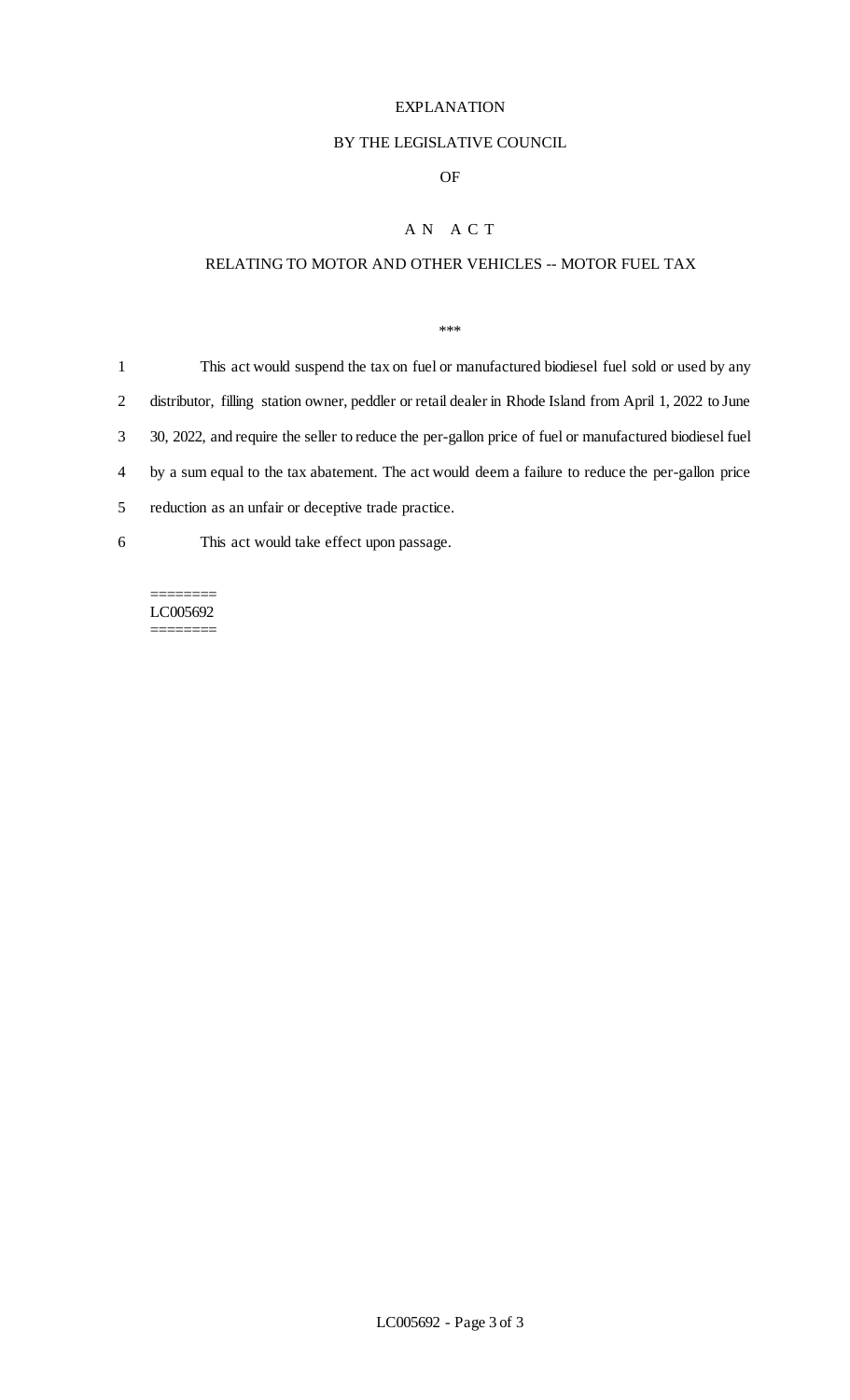EXPLANATION

BY THE LEGISLATIVE COUNCIL

OF

A N A C T

RELATING TO MOTOR AND OTHER VEHICLES -- MOTOR FUEL TAX

\*\*\*

This act would suspend the tax on fuel or manufactured biodiesel fuel sold or used by any distributor, filling station owner, peddler or retail dealer in Rhode Island from April 1, 2022 to June 30, 2022, and require the seller to reduce the per-gallon price of fuel or manufactured biodiesel fuel by a sum equal to the tax abatement. The act would deem a failure to reduce the per-gallon price reduction as an unfair or deceptive trade practice.

This act would take effect upon passage.

========
LC005692
========